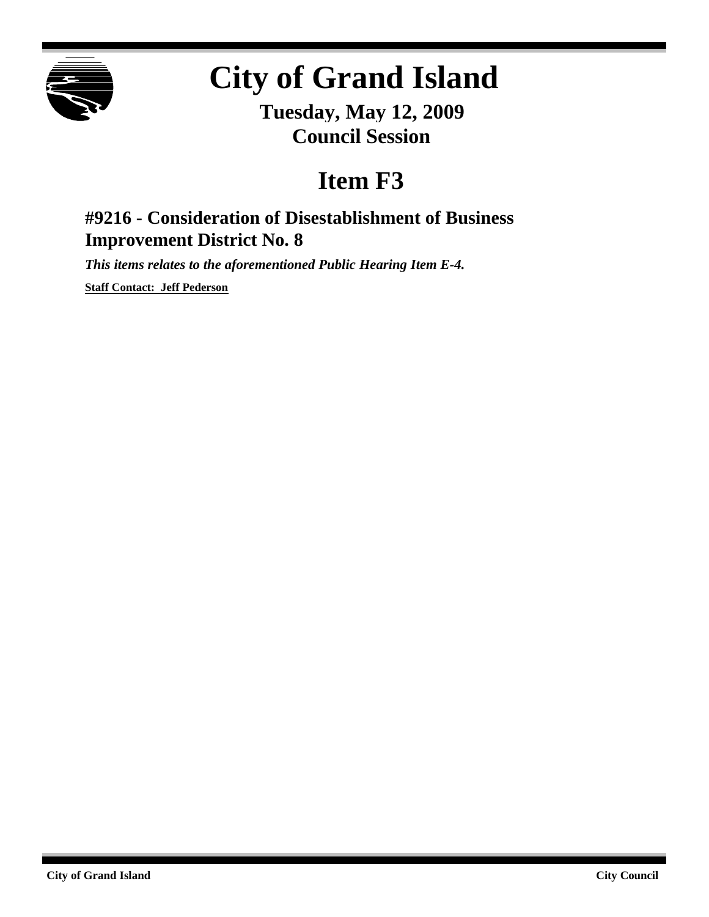# City of Grand Island

**Tuesday, May 12, 2009**
**Council Session**

## Item F3

### #9216 - Consideration of Disestablishment of Business Improvement District No. 8

***This items relates to the aforementioned Public Hearing Item E-4.***

**Staff Contact: Jeff Pederson**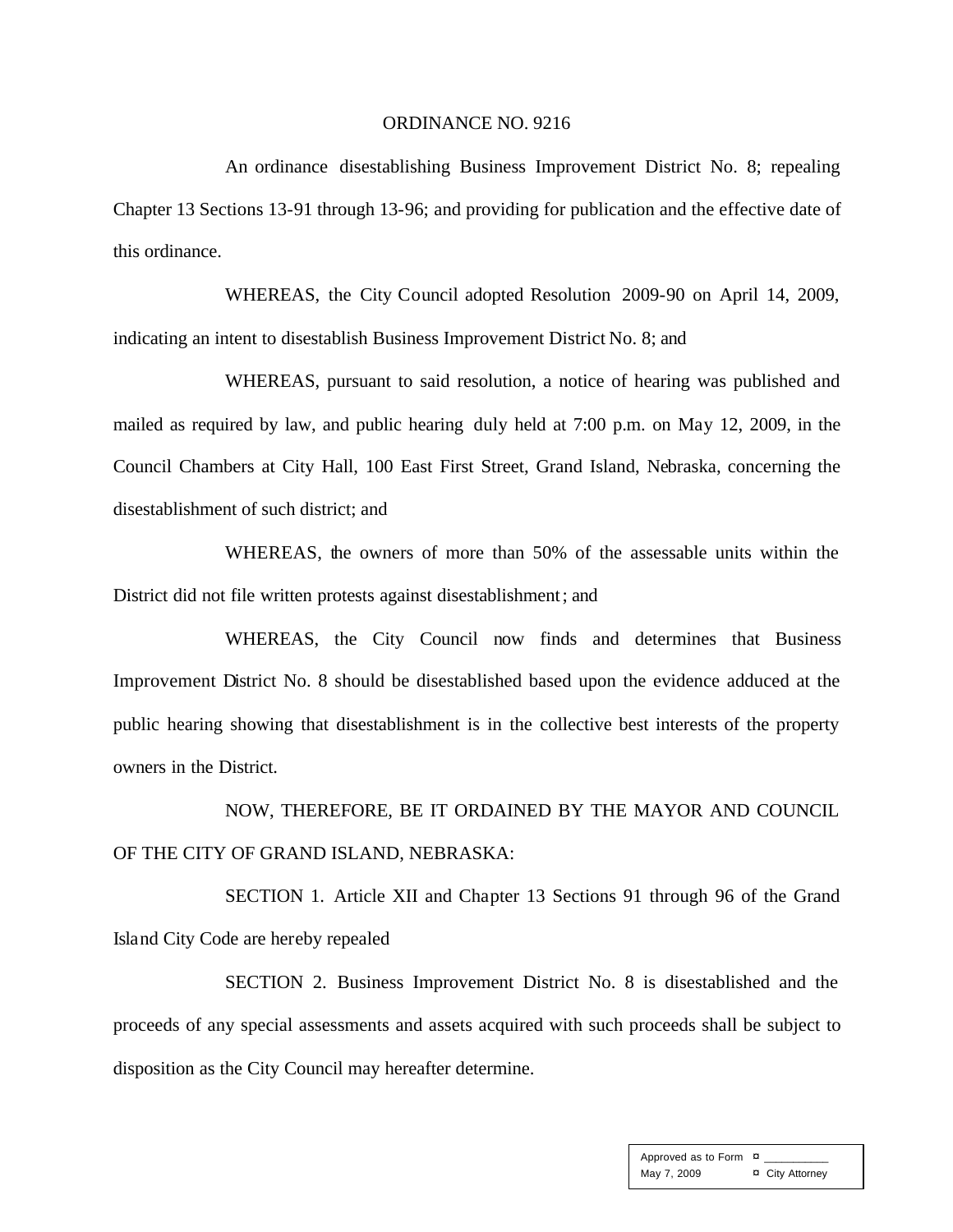ORDINANCE NO. 9216

An ordinance disestablishing Business Improvement District No. 8; repealing Chapter 13 Sections 13-91 through 13-96; and providing for publication and the effective date of this ordinance.

WHEREAS, the City Council adopted Resolution 2009-90 on April 14, 2009, indicating an intent to disestablish Business Improvement District No. 8; and

WHEREAS, pursuant to said resolution, a notice of hearing was published and mailed as required by law, and public hearing duly held at 7:00 p.m. on May 12, 2009, in the Council Chambers at City Hall, 100 East First Street, Grand Island, Nebraska, concerning the disestablishment of such district; and

WHEREAS, the owners of more than 50% of the assessable units within the District did not file written protests against disestablishment; and

WHEREAS, the City Council now finds and determines that Business Improvement District No. 8 should be disestablished based upon the evidence adduced at the public hearing showing that disestablishment is in the collective best interests of the property owners in the District.

NOW, THEREFORE, BE IT ORDAINED BY THE MAYOR AND COUNCIL OF THE CITY OF GRAND ISLAND, NEBRASKA:

SECTION 1. Article XII and Chapter 13 Sections 91 through 96 of the Grand Island City Code are hereby repealed

SECTION 2. Business Improvement District No. 8 is disestablished and the proceeds of any special assessments and assets acquired with such proceeds shall be subject to disposition as the City Council may hereafter determine.

| Approved as to Form | ¤ ___________ |
|---|---|
| May 7, 2009 | ¤ City Attorney |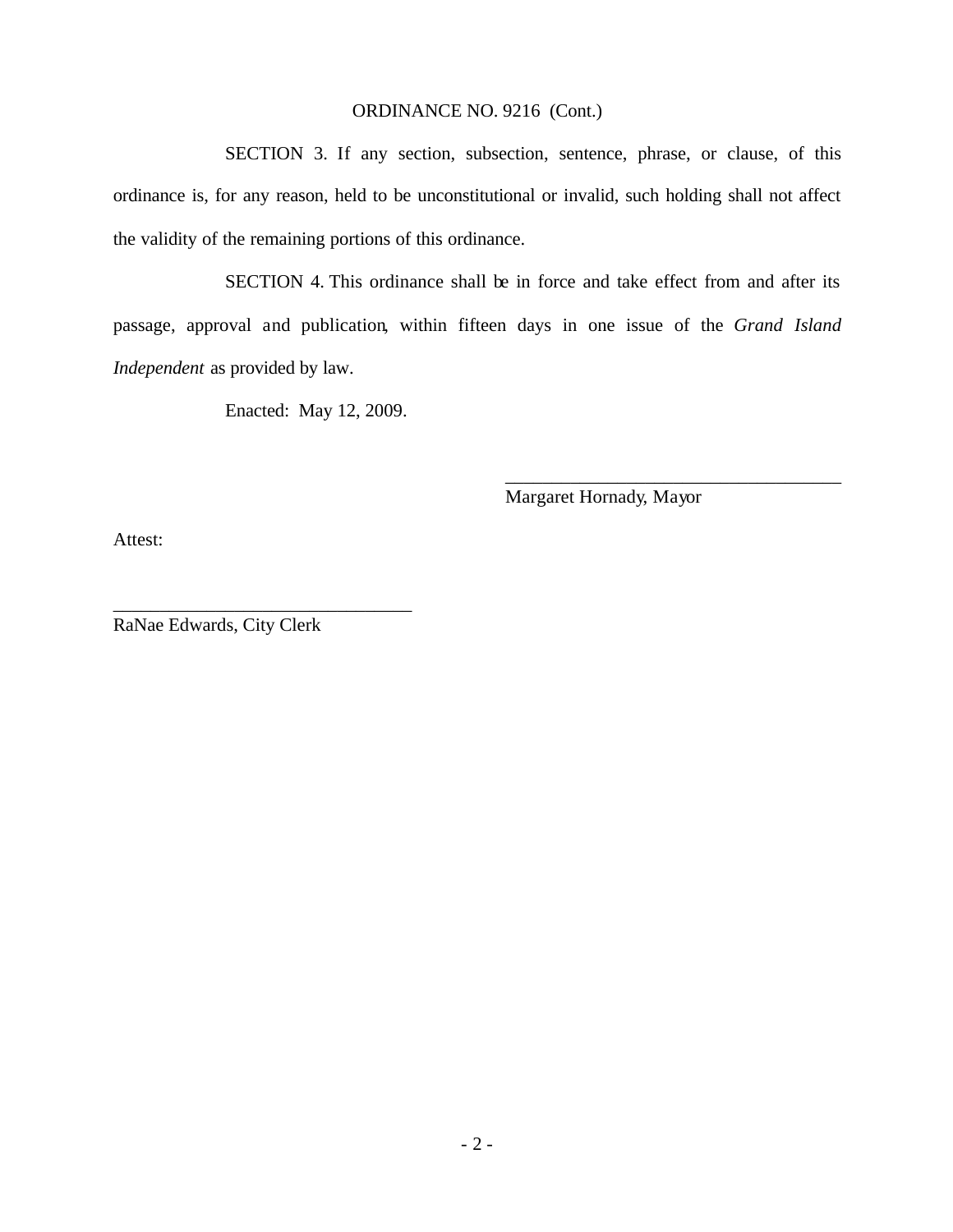ORDINANCE NO. 9216 (Cont.)

SECTION 3. If any section, subsection, sentence, phrase, or clause, of this ordinance is, for any reason, held to be unconstitutional or invalid, such holding shall not affect the validity of the remaining portions of this ordinance.

SECTION 4. This ordinance shall be in force and take effect from and after its passage, approval and publication, within fifteen days in one issue of the *Grand Island Independent* as provided by law.

Enacted: May 12, 2009.

____________________________________
Margaret Hornady, Mayor

Attest:

____________________________________
RaNae Edwards, City Clerk